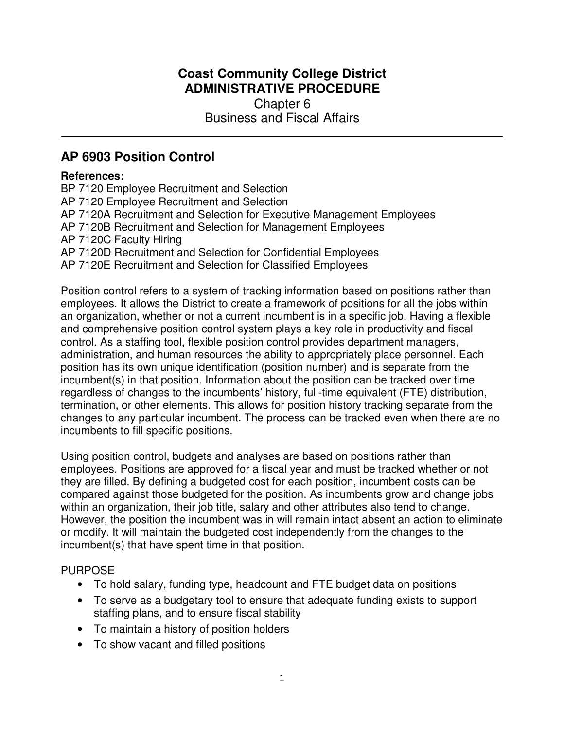**Coast Community College District**
**ADMINISTRATIVE PROCEDURE**
Chapter 6
Business and Fiscal Affairs

---

## AP 6903 Position Control

**References:**
BP 7120 Employee Recruitment and Selection
AP 7120 Employee Recruitment and Selection
AP 7120A Recruitment and Selection for Executive Management Employees
AP 7120B Recruitment and Selection for Management Employees
AP 7120C Faculty Hiring
AP 7120D Recruitment and Selection for Confidential Employees
AP 7120E Recruitment and Selection for Classified Employees

Position control refers to a system of tracking information based on positions rather than employees. It allows the District to create a framework of positions for all the jobs within an organization, whether or not a current incumbent is in a specific job. Having a flexible and comprehensive position control system plays a key role in productivity and fiscal control. As a staffing tool, flexible position control provides department managers, administration, and human resources the ability to appropriately place personnel. Each position has its own unique identification (position number) and is separate from the incumbent(s) in that position. Information about the position can be tracked over time regardless of changes to the incumbents' history, full-time equivalent (FTE) distribution, termination, or other elements. This allows for position history tracking separate from the changes to any particular incumbent. The process can be tracked even when there are no incumbents to fill specific positions.

Using position control, budgets and analyses are based on positions rather than employees. Positions are approved for a fiscal year and must be tracked whether or not they are filled. By defining a budgeted cost for each position, incumbent costs can be compared against those budgeted for the position. As incumbents grow and change jobs within an organization, their job title, salary and other attributes also tend to change. However, the position the incumbent was in will remain intact absent an action to eliminate or modify. It will maintain the budgeted cost independently from the changes to the incumbent(s) that have spent time in that position.

PURPOSE

- To hold salary, funding type, headcount and FTE budget data on positions
- To serve as a budgetary tool to ensure that adequate funding exists to support staffing plans, and to ensure fiscal stability
- To maintain a history of position holders
- To show vacant and filled positions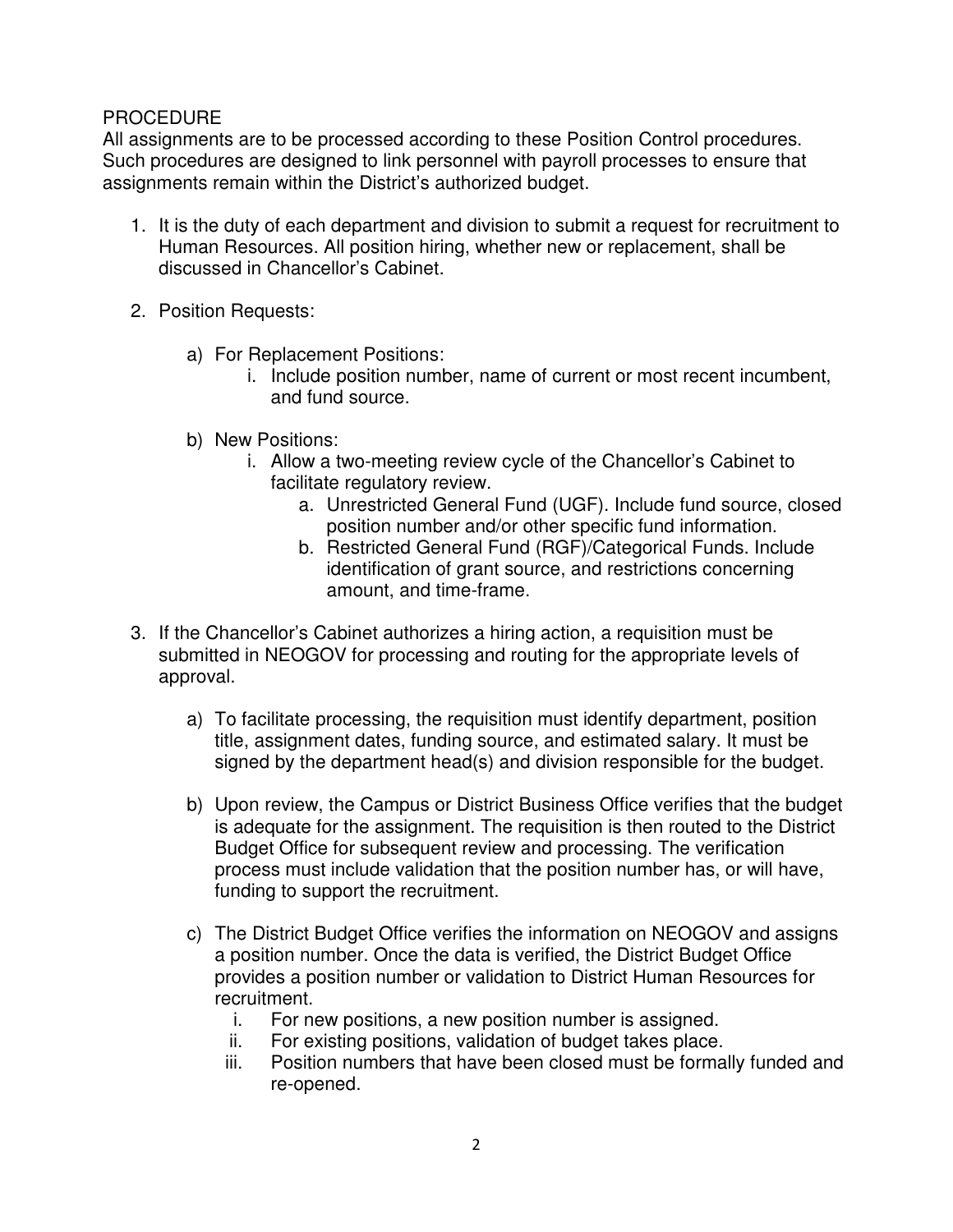PROCEDURE

All assignments are to be processed according to these Position Control procedures. Such procedures are designed to link personnel with payroll processes to ensure that assignments remain within the District's authorized budget.

1. It is the duty of each department and division to submit a request for recruitment to Human Resources. All position hiring, whether new or replacement, shall be discussed in Chancellor's Cabinet.

2. Position Requests:

   a) For Replacement Positions:
      i. Include position number, name of current or most recent incumbent, and fund source.

   b) New Positions:
      i. Allow a two-meeting review cycle of the Chancellor's Cabinet to facilitate regulatory review.
         a. Unrestricted General Fund (UGF). Include fund source, closed position number and/or other specific fund information.
         b. Restricted General Fund (RGF)/Categorical Funds. Include identification of grant source, and restrictions concerning amount, and time-frame.

3. If the Chancellor's Cabinet authorizes a hiring action, a requisition must be submitted in NEOGOV for processing and routing for the appropriate levels of approval.

   a) To facilitate processing, the requisition must identify department, position title, assignment dates, funding source, and estimated salary. It must be signed by the department head(s) and division responsible for the budget.

   b) Upon review, the Campus or District Business Office verifies that the budget is adequate for the assignment. The requisition is then routed to the District Budget Office for subsequent review and processing. The verification process must include validation that the position number has, or will have, funding to support the recruitment.

   c) The District Budget Office verifies the information on NEOGOV and assigns a position number. Once the data is verified, the District Budget Office provides a position number or validation to District Human Resources for recruitment.
      i. For new positions, a new position number is assigned.
      ii. For existing positions, validation of budget takes place.
      iii. Position numbers that have been closed must be formally funded and re-opened.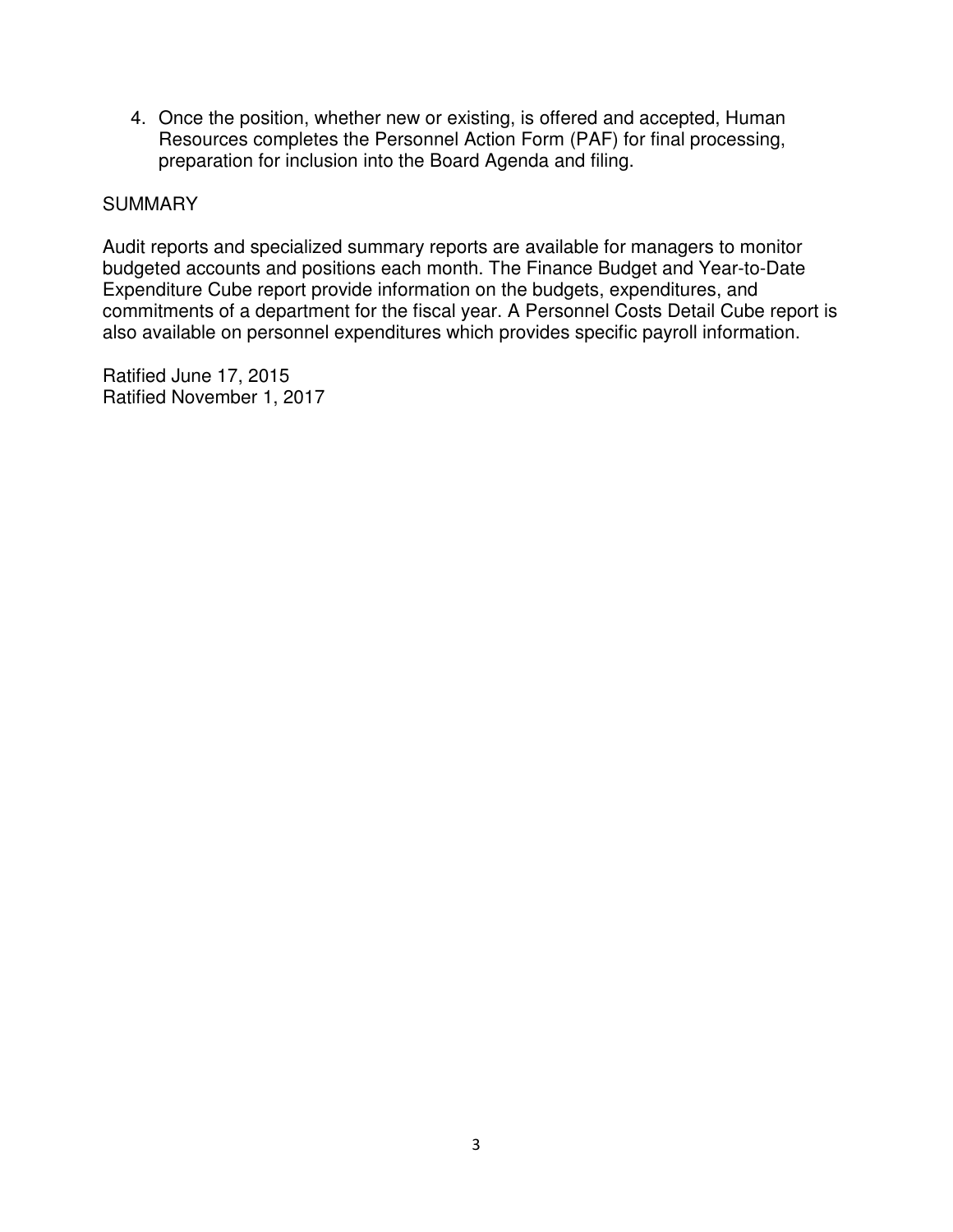4. Once the position, whether new or existing, is offered and accepted, Human Resources completes the Personnel Action Form (PAF) for final processing, preparation for inclusion into the Board Agenda and filing.

## SUMMARY

Audit reports and specialized summary reports are available for managers to monitor budgeted accounts and positions each month. The Finance Budget and Year-to-Date Expenditure Cube report provide information on the budgets, expenditures, and commitments of a department for the fiscal year. A Personnel Costs Detail Cube report is also available on personnel expenditures which provides specific payroll information.

Ratified June 17, 2015
Ratified November 1, 2017